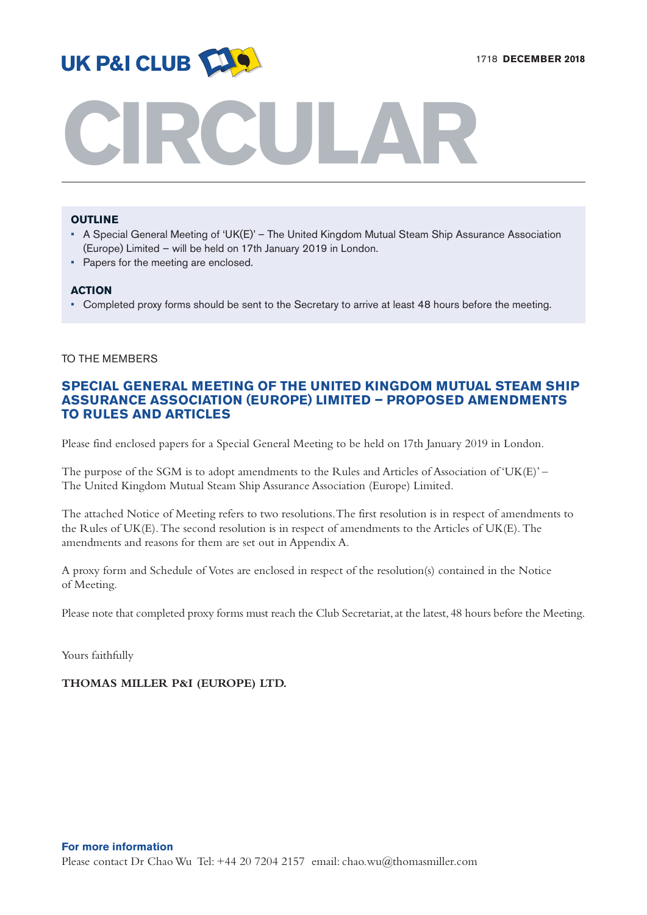UK P&I CLUB

1718 **DECEMBER 2018**

# CIRCULAR

**OUTLINE**

- A Special General Meeting of 'UK(E)' – The United Kingdom Mutual Steam Ship Assurance Association (Europe) Limited – will be held on 17th January 2019 in London.
- Papers for the meeting are enclosed.

**ACTION**

- Completed proxy forms should be sent to the Secretary to arrive at least 48 hours before the meeting.

TO THE MEMBERS

## SPECIAL GENERAL MEETING OF THE UNITED KINGDOM MUTUAL STEAM SHIP ASSURANCE ASSOCIATION (EUROPE) LIMITED – PROPOSED AMENDMENTS TO RULES AND ARTICLES

Please find enclosed papers for a Special General Meeting to be held on 17th January 2019 in London.

The purpose of the SGM is to adopt amendments to the Rules and Articles of Association of 'UK(E)' – The United Kingdom Mutual Steam Ship Assurance Association (Europe) Limited.

The attached Notice of Meeting refers to two resolutions. The first resolution is in respect of amendments to the Rules of UK(E). The second resolution is in respect of amendments to the Articles of UK(E). The amendments and reasons for them are set out in Appendix A.

A proxy form and Schedule of Votes are enclosed in respect of the resolution(s) contained in the Notice of Meeting.

Please note that completed proxy forms must reach the Club Secretariat, at the latest, 48 hours before the Meeting.

Yours faithfully

**THOMAS MILLER P&I (EUROPE) LTD.**

**For more information**

Please contact Dr Chao Wu Tel: +44 20 7204 2157 email: chao.wu@thomasmiller.com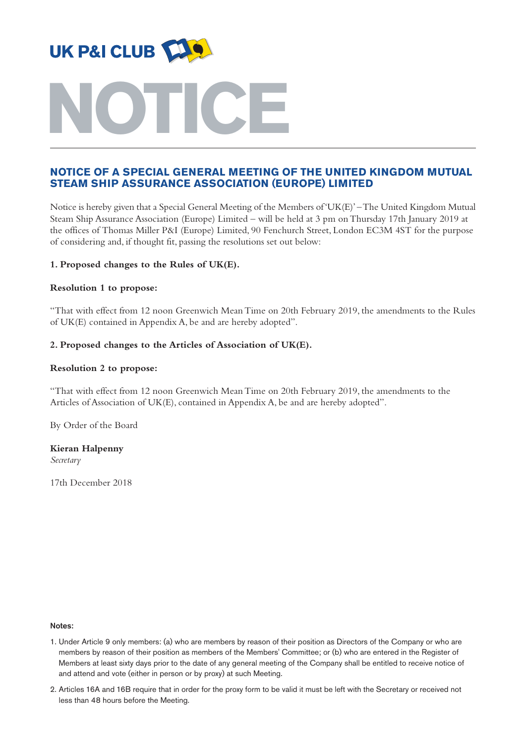UK P&I CLUB

# NOTICE

## NOTICE OF A SPECIAL GENERAL MEETING OF THE UNITED KINGDOM MUTUAL STEAM SHIP ASSURANCE ASSOCIATION (EUROPE) LIMITED

Notice is hereby given that a Special General Meeting of the Members of 'UK(E)' – The United Kingdom Mutual Steam Ship Assurance Association (Europe) Limited – will be held at 3 pm on Thursday 17th January 2019 at the offices of Thomas Miller P&I (Europe) Limited, 90 Fenchurch Street, London EC3M 4ST for the purpose of considering and, if thought fit, passing the resolutions set out below:

**1. Proposed changes to the Rules of UK(E).**

**Resolution 1 to propose:**

"That with effect from 12 noon Greenwich Mean Time on 20th February 2019, the amendments to the Rules of UK(E) contained in Appendix A, be and are hereby adopted".

**2. Proposed changes to the Articles of Association of UK(E).**

**Resolution 2 to propose:**

"That with effect from 12 noon Greenwich Mean Time on 20th February 2019, the amendments to the Articles of Association of UK(E), contained in Appendix A, be and are hereby adopted".

By Order of the Board

**Kieran Halpenny**
*Secretary*

17th December 2018

**Notes:**

1. Under Article 9 only members: (a) who are members by reason of their position as Directors of the Company or who are members by reason of their position as members of the Members' Committee; or (b) who are entered in the Register of Members at least sixty days prior to the date of any general meeting of the Company shall be entitled to receive notice of and attend and vote (either in person or by proxy) at such Meeting.
2. Articles 16A and 16B require that in order for the proxy form to be valid it must be left with the Secretary or received not less than 48 hours before the Meeting.